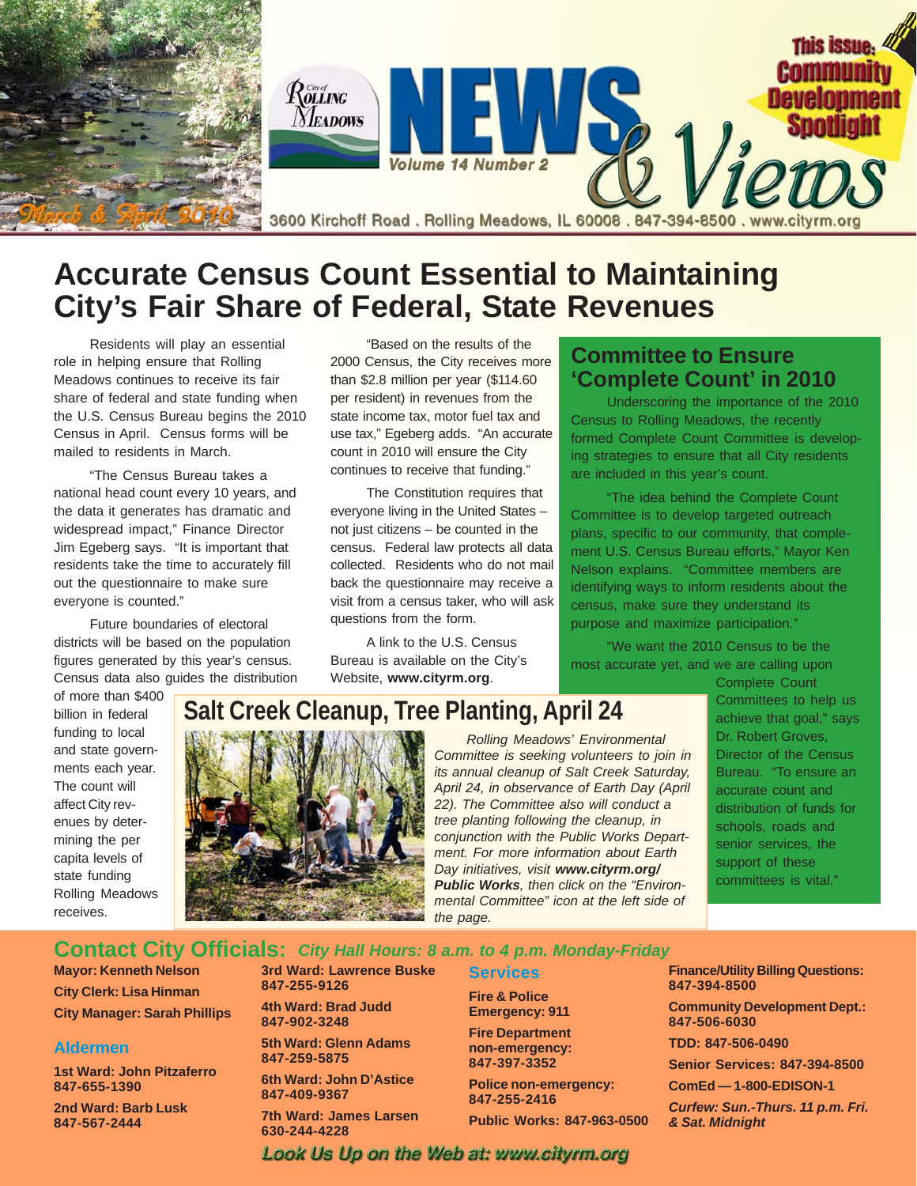# News & Views

Volume 14 Number 2

March & April 2010

3600 Kirchoff Road . Rolling Meadows, IL 60008 . 847-394-8500 . www.cityrm.org

This issue: Community Development Spotlight

# Accurate Census Count Essential to Maintaining City's Fair Share of Federal, State Revenues

Residents will play an essential role in helping ensure that Rolling Meadows continues to receive its fair share of federal and state funding when the U.S. Census Bureau begins the 2010 Census in April. Census forms will be mailed to residents in March.

"The Census Bureau takes a national head count every 10 years, and the data it generates has dramatic and widespread impact," Finance Director Jim Egeberg says. "It is important that residents take the time to accurately fill out the questionnaire to make sure everyone is counted."

Future boundaries of electoral districts will be based on the population figures generated by this year's census. Census data also guides the distribution of more than $400 billion in federal funding to local and state governments each year. The count will affect City revenues by determining the per capita levels of state funding Rolling Meadows receives.

"Based on the results of the 2000 Census, the City receives more than $2.8 million per year ($114.60 per resident) in revenues from the state income tax, motor fuel tax and use tax," Egeberg adds. "An accurate count in 2010 will ensure the City continues to receive that funding."

The Constitution requires that everyone living in the United States – not just citizens – be counted in the census. Federal law protects all data collected. Residents who do not mail back the questionnaire may receive a visit from a census taker, who will ask questions from the form.

A link to the U.S. Census Bureau is available on the City's Website, **www.cityrm.org**.

## Committee to Ensure 'Complete Count' in 2010

Underscoring the importance of the 2010 Census to Rolling Meadows, the recently formed Complete Count Committee is developing strategies to ensure that all City residents are included in this year's count.

"The idea behind the Complete Count Committee is to develop targeted outreach plans, specific to our community, that complement U.S. Census Bureau efforts," Mayor Ken Nelson explains. "Committee members are identifying ways to inform residents about the census, make sure they understand its purpose and maximize participation."

"We want the 2010 Census to be the most accurate yet, and we are calling upon Complete Count Committees to help us achieve that goal," says Dr. Robert Groves, Director of the Census Bureau. "To ensure an accurate count and distribution of funds for schools, roads and senior services, the support of these committees is vital."

## Salt Creek Cleanup, Tree Planting, April 24

*Rolling Meadows' Environmental Committee is seeking volunteers to join in its annual cleanup of Salt Creek Saturday, April 24, in observance of Earth Day (April 22). The Committee also will conduct a tree planting following the cleanup, in conjunction with the Public Works Department. For more information about Earth Day initiatives, visit **www.cityrm.org/Public Works**, then click on the "Environmental Committee" icon at the left side of the page.*

## Contact City Officials: *City Hall Hours: 8 a.m. to 4 p.m. Monday-Friday*

**Mayor: Kenneth Nelson**
**City Clerk: Lisa Hinman**
**City Manager: Sarah Phillips**

### Aldermen

**1st Ward: John Pitzaferro** 847-655-1390
**2nd Ward: Barb Lusk** 847-567-2444
**3rd Ward: Lawrence Buske** 847-255-9126
**4th Ward: Brad Judd** 847-902-3248
**5th Ward: Glenn Adams** 847-259-5875
**6th Ward: John D'Astice** 847-409-9367
**7th Ward: James Larsen** 630-244-4228

### Services

**Fire & Police Emergency: 911**
**Fire Department non-emergency: 847-397-3352**
**Police non-emergency: 847-255-2416**
**Public Works: 847-963-0500**
**Finance/Utility Billing Questions: 847-394-8500**
**Community Development Dept.: 847-506-6030**
**TDD: 847-506-0490**
**Senior Services: 847-394-8500**
**ComEd — 1-800-EDISON-1**
***Curfew: Sun.-Thurs. 11 p.m. Fri. & Sat. Midnight***

***Look Us Up on the Web at: www.cityrm.org***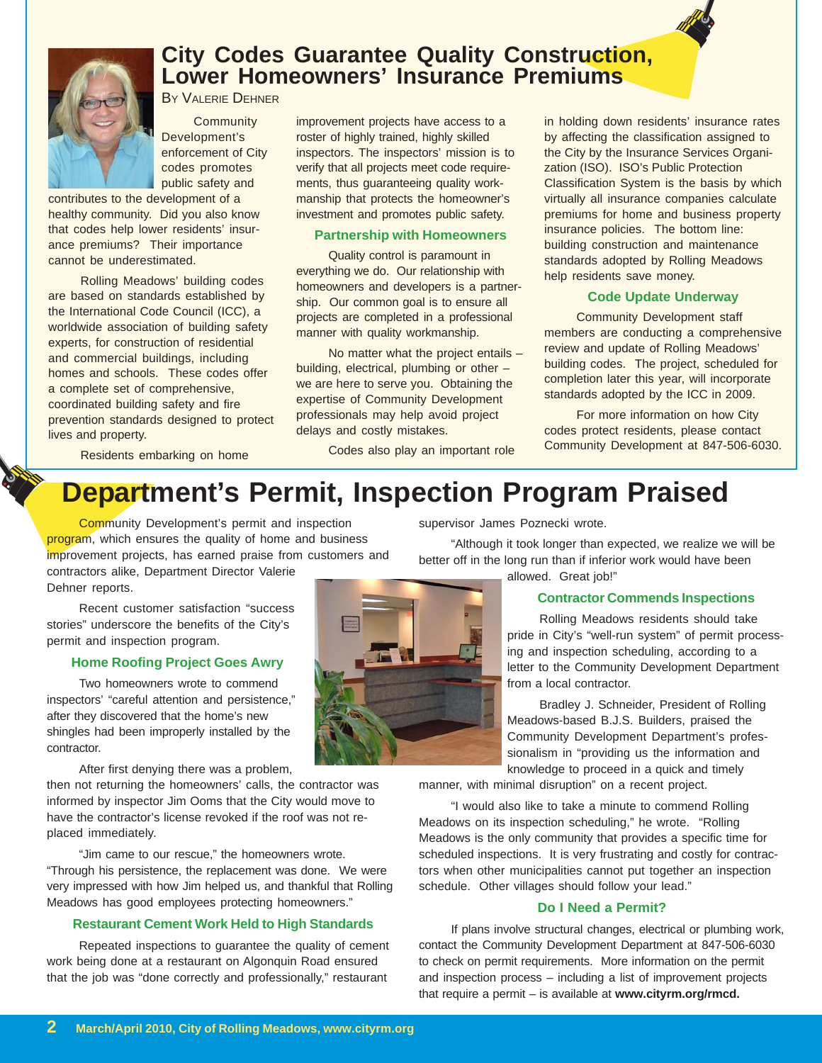# City Codes Guarantee Quality Construction, Lower Homeowners' Insurance Premiums

By Valerie Dehner

Community Development's enforcement of City codes promotes public safety and contributes to the development of a healthy community. Did you also know that codes help lower residents' insurance premiums? Their importance cannot be underestimated.

Rolling Meadows' building codes are based on standards established by the International Code Council (ICC), a worldwide association of building safety experts, for construction of residential and commercial buildings, including homes and schools. These codes offer a complete set of comprehensive, coordinated building safety and fire prevention standards designed to protect lives and property.

Residents embarking on home improvement projects have access to a roster of highly trained, highly skilled inspectors. The inspectors' mission is to verify that all projects meet code requirements, thus guaranteeing quality workmanship that protects the homeowner's investment and promotes public safety.

### Partnership with Homeowners

Quality control is paramount in everything we do. Our relationship with homeowners and developers is a partnership. Our common goal is to ensure all projects are completed in a professional manner with quality workmanship.

No matter what the project entails – building, electrical, plumbing or other – we are here to serve you. Obtaining the expertise of Community Development professionals may help avoid project delays and costly mistakes.

Codes also play an important role in holding down residents' insurance rates by affecting the classification assigned to the City by the Insurance Services Organization (ISO). ISO's Public Protection Classification System is the basis by which virtually all insurance companies calculate premiums for home and business property insurance policies. The bottom line: building construction and maintenance standards adopted by Rolling Meadows help residents save money.

### Code Update Underway

Community Development staff members are conducting a comprehensive review and update of Rolling Meadows' building codes. The project, scheduled for completion later this year, will incorporate standards adopted by the ICC in 2009.

For more information on how City codes protect residents, please contact Community Development at 847-506-6030.

# Department's Permit, Inspection Program Praised

Community Development's permit and inspection program, which ensures the quality of home and business improvement projects, has earned praise from customers and contractors alike, Department Director Valerie Dehner reports.

Recent customer satisfaction "success stories" underscore the benefits of the City's permit and inspection program.

### Home Roofing Project Goes Awry

Two homeowners wrote to commend inspectors' "careful attention and persistence," after they discovered that the home's new shingles had been improperly installed by the contractor.

After first denying there was a problem, then not returning the homeowners' calls, the contractor was informed by inspector Jim Ooms that the City would move to have the contractor's license revoked if the roof was not replaced immediately.

"Jim came to our rescue," the homeowners wrote. "Through his persistence, the replacement was done. We were very impressed with how Jim helped us, and thankful that Rolling Meadows has good employees protecting homeowners."

### Restaurant Cement Work Held to High Standards

Repeated inspections to guarantee the quality of cement work being done at a restaurant on Algonquin Road ensured that the job was "done correctly and professionally," restaurant supervisor James Poznecki wrote.

"Although it took longer than expected, we realize we will be better off in the long run than if inferior work would have been allowed. Great job!"

### Contractor Commends Inspections

Rolling Meadows residents should take pride in City's "well-run system" of permit processing and inspection scheduling, according to a letter to the Community Development Department from a local contractor.

Bradley J. Schneider, President of Rolling Meadows-based B.J.S. Builders, praised the Community Development Department's professionalism in "providing us the information and knowledge to proceed in a quick and timely manner, with minimal disruption" on a recent project.

"I would also like to take a minute to commend Rolling Meadows on its inspection scheduling," he wrote. "Rolling Meadows is the only community that provides a specific time for scheduled inspections. It is very frustrating and costly for contractors when other municipalities cannot put together an inspection schedule. Other villages should follow your lead."

### Do I Need a Permit?

If plans involve structural changes, electrical or plumbing work, contact the Community Development Department at 847-506-6030 to check on permit requirements. More information on the permit and inspection process – including a list of improvement projects that require a permit – is available at **www.cityrm.org/rmcd.**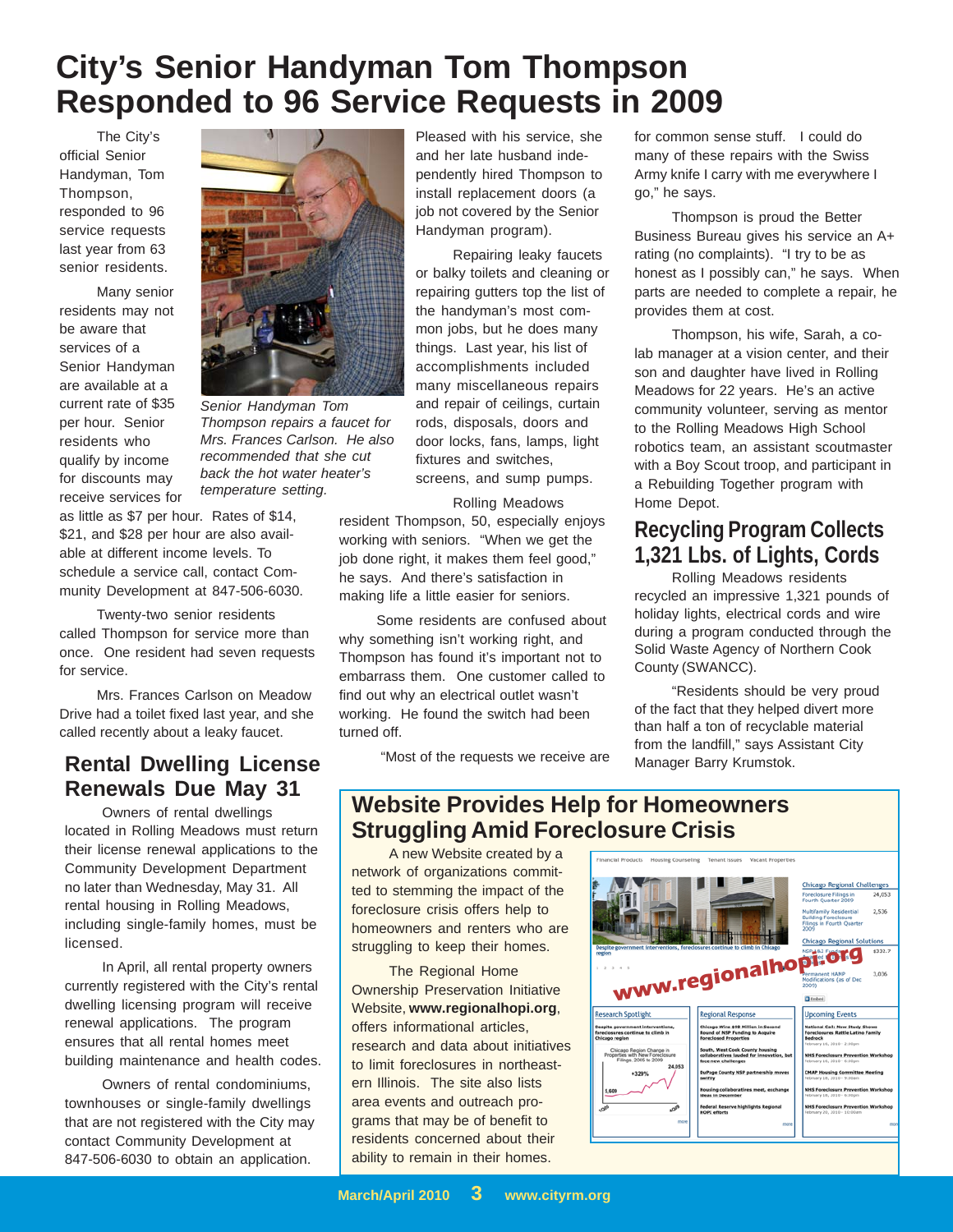# City's Senior Handyman Tom Thompson Responded to 96 Service Requests in 2009

The City's official Senior Handyman, Tom Thompson, responded to 96 service requests last year from 63 senior residents.

Many senior residents may not be aware that services of a Senior Handyman are available at a current rate of $35 per hour. Senior residents who qualify by income for discounts may receive services for as little as $7 per hour. Rates of $14, $21, and $28 per hour are also available at different income levels. To schedule a service call, contact Community Development at 847-506-6030.

*Senior Handyman Tom Thompson repairs a faucet for Mrs. Frances Carlson. He also recommended that she cut back the hot water heater's temperature setting.*

Twenty-two senior residents called Thompson for service more than once. One resident had seven requests for service.

Mrs. Frances Carlson on Meadow Drive had a toilet fixed last year, and she called recently about a leaky faucet. Pleased with his service, she and her late husband independently hired Thompson to install replacement doors (a job not covered by the Senior Handyman program).

Repairing leaky faucets or balky toilets and cleaning or repairing gutters top the list of the handyman's most common jobs, but he does many things. Last year, his list of accomplishments included many miscellaneous repairs and repair of ceilings, curtain rods, disposals, doors and door locks, fans, lamps, light fixtures and switches, screens, and sump pumps.

Rolling Meadows resident Thompson, 50, especially enjoys working with seniors. "When we get the job done right, it makes them feel good," he says. And there's satisfaction in making life a little easier for seniors.

Some residents are confused about why something isn't working right, and Thompson has found it's important not to embarrass them. One customer called to find out why an electrical outlet wasn't working. He found the switch had been turned off.

"Most of the requests we receive are for common sense stuff. I could do many of these repairs with the Swiss Army knife I carry with me everywhere I go," he says.

Thompson is proud the Better Business Bureau gives his service an A+ rating (no complaints). "I try to be as honest as I possibly can," he says. When parts are needed to complete a repair, he provides them at cost.

Thompson, his wife, Sarah, a co-lab manager at a vision center, and their son and daughter have lived in Rolling Meadows for 22 years. He's an active community volunteer, serving as mentor to the Rolling Meadows High School robotics team, an assistant scoutmaster with a Boy Scout troop, and participant in a Rebuilding Together program with Home Depot.

## Recycling Program Collects 1,321 Lbs. of Lights, Cords

Rolling Meadows residents recycled an impressive 1,321 pounds of holiday lights, electrical cords and wire during a program conducted through the Solid Waste Agency of Northern Cook County (SWANCC).

"Residents should be very proud of the fact that they helped divert more than half a ton of recyclable material from the landfill," says Assistant City Manager Barry Krumstok.

## Rental Dwelling License Renewals Due May 31

Owners of rental dwellings located in Rolling Meadows must return their license renewal applications to the Community Development Department no later than Wednesday, May 31. All rental housing in Rolling Meadows, including single-family homes, must be licensed.

In April, all rental property owners currently registered with the City's rental dwelling licensing program will receive renewal applications. The program ensures that all rental homes meet building maintenance and health codes.

Owners of rental condominiums, townhouses or single-family dwellings that are not registered with the City may contact Community Development at 847-506-6030 to obtain an application.

## Website Provides Help for Homeowners Struggling Amid Foreclosure Crisis

A new Website created by a network of organizations committed to stemming the impact of the foreclosure crisis offers help to homeowners and renters who are struggling to keep their homes.

The Regional Home Ownership Preservation Initiative Website, **www.regionalhopi.org**, offers informational articles, research and data about initiatives to limit foreclosures in northeastern Illinois. The site also lists area events and outreach programs that may be of benefit to residents concerned about their ability to remain in their homes.

www.regionalhopi.org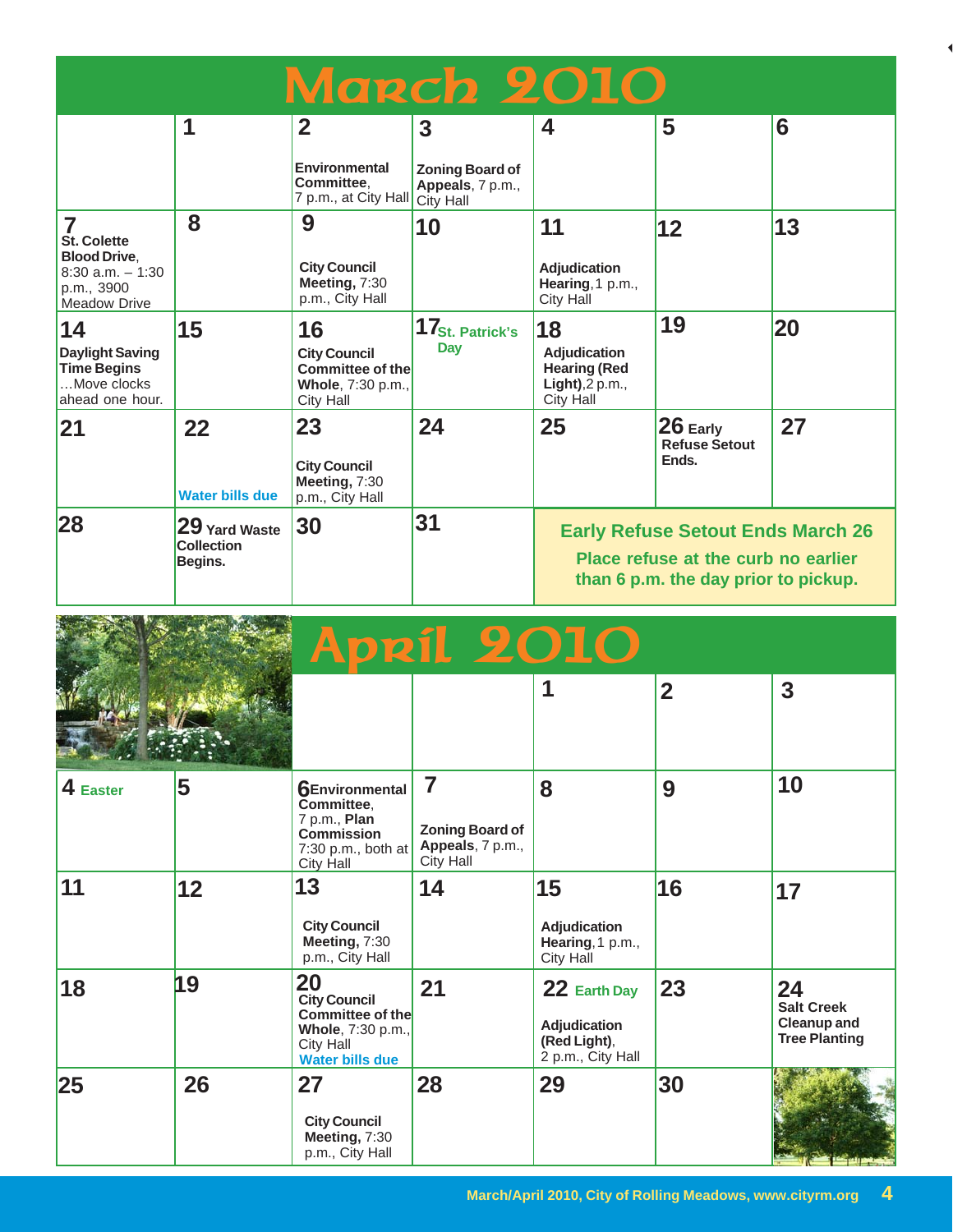# March 2010

| | | | | | | |
|---|---|---|---|---|---|---|
| | 1 | 2<br>**Environmental Committee**, 7 p.m., at City Hall | 3<br>**Zoning Board of Appeals**, 7 p.m., City Hall | 4 | 5 | 6 |
| 7<br>**St. Colette Blood Drive**, 8:30 a.m. – 1:30 p.m., 3900 Meadow Drive | 8 | 9<br>**City Council Meeting,** 7:30 p.m., City Hall | 10 | 11<br>**Adjudication Hearing**, 1 p.m., City Hall | 12 | 13 |
| 14<br>**Daylight Saving Time Begins** …Move clocks ahead one hour. | 15 | 16<br>**City Council Committee of the Whole**, 7:30 p.m., City Hall | 17 St. Patrick's Day | 18<br>**Adjudication Hearing (Red Light)**, 2 p.m., City Hall | 19 | 20 |
| 21 | 22<br>Water bills due | 23<br>**City Council Meeting,** 7:30 p.m., City Hall | 24 | 25 | 26 **Early Refuse Setout Ends.** | 27 |
| 28 | 29 **Yard Waste Collection Begins.** | 30 | 31 | **Early Refuse Setout Ends March 26**<br>**Place refuse at the curb no earlier than 6 p.m. the day prior to pickup.** | | |

# April 2010

| | | | | | | |
|---|---|---|---|---|---|---|
| | | | 1 | 2 | 3 | |
| 4 Easter | 5 | 6 **Environmental Committee**, 7 p.m., **Plan Commission** 7:30 p.m., both at City Hall | 7<br>**Zoning Board of Appeals**, 7 p.m., City Hall | 8 | 9 | 10 |
| 11 | 12 | 13<br>**City Council Meeting,** 7:30 p.m., City Hall | 14 | 15<br>**Adjudication Hearing**, 1 p.m., City Hall | 16 | 17 |
| 18 | 19 | 20<br>**City Council Committee of the Whole**, 7:30 p.m., City Hall<br>Water bills due | 21 | 22 Earth Day<br>**Adjudication (Red Light)**, 2 p.m., City Hall | 23 | 24<br>**Salt Creek Cleanup and Tree Planting** |
| 25 | 26 | 27<br>**City Council Meeting,** 7:30 p.m., City Hall | 28 | 29 | 30 | |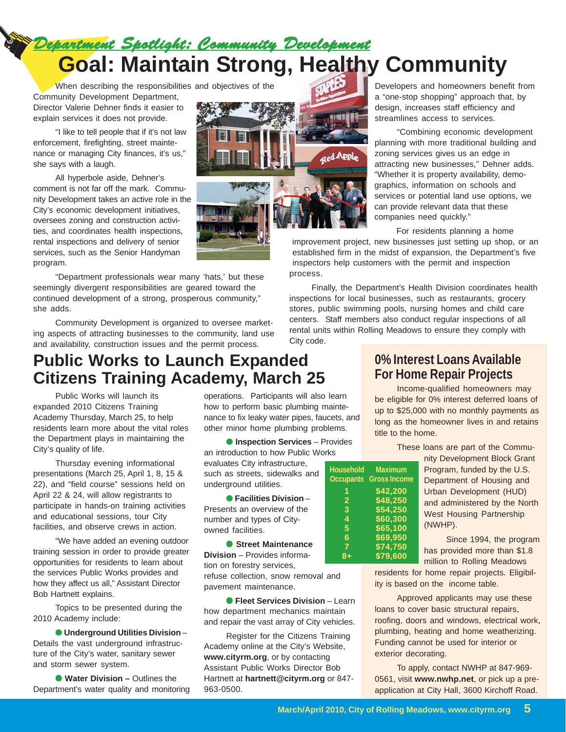*Department Spotlight: Community Development*

# Goal: Maintain Strong, Healthy Community

When describing the responsibilities and objectives of the Community Development Department, Director Valerie Dehner finds it easier to explain services it does not provide.

"I like to tell people that if it's not law enforcement, firefighting, street maintenance or managing City finances, it's us," she says with a laugh.

All hyperbole aside, Dehner's comment is not far off the mark. Community Development takes an active role in the City's economic development initiatives, oversees zoning and construction activities, and coordinates health inspections, rental inspections and delivery of senior services, such as the Senior Handyman program.

"Department professionals wear many 'hats,' but these seemingly divergent responsibilities are geared toward the continued development of a strong, prosperous community," she adds.

Community Development is organized to oversee marketing aspects of attracting businesses to the community, land use and availability, construction issues and the permit process.

Developers and homeowners benefit from a "one-stop shopping" approach that, by design, increases staff efficiency and streamlines access to services.

"Combining economic development planning with more traditional building and zoning services gives us an edge in attracting new businesses," Dehner adds. "Whether it is property availability, demographics, information on schools and services or potential land use options, we can provide relevant data that these companies need quickly."

For residents planning a home improvement project, new businesses just setting up shop, or an established firm in the midst of expansion, the Department's five inspectors help customers with the permit and inspection process.

Finally, the Department's Health Division coordinates health inspections for local businesses, such as restaurants, grocery stores, public swimming pools, nursing homes and child care centers. Staff members also conduct regular inspections of all rental units within Rolling Meadows to ensure they comply with City code.

## Public Works to Launch Expanded Citizens Training Academy, March 25

Public Works will launch its expanded 2010 Citizens Training Academy Thursday, March 25, to help residents learn more about the vital roles the Department plays in maintaining the City's quality of life.

Thursday evening informational presentations (March 25, April 1, 8, 15 & 22), and "field course" sessions held on April 22 & 24, will allow registrants to participate in hands-on training activities and educational sessions, tour City facilities, and observe crews in action.

"We have added an evening outdoor training session in order to provide greater opportunities for residents to learn about the services Public Works provides and how they affect us all," Assistant Director Bob Hartnett explains.

Topics to be presented during the 2010 Academy include:

- **Underground Utilities Division** – Details the vast underground infrastructure of the City's water, sanitary sewer and storm sewer system.
- **Water Division –** Outlines the Department's water quality and monitoring operations. Participants will also learn how to perform basic plumbing maintenance to fix leaky water pipes, faucets, and other minor home plumbing problems.
- **Inspection Services** – Provides an introduction to how Public Works evaluates City infrastructure, such as streets, sidewalks and underground utilities.
- **Facilities Division** – Presents an overview of the number and types of City-owned facilities.
- **Street Maintenance Division** – Provides information on forestry services, refuse collection, snow removal and pavement maintenance.
- **Fleet Services Division** – Learn how department mechanics maintain and repair the vast array of City vehicles.

Register for the Citizens Training Academy online at the City's Website, **www.cityrm.org**, or by contacting Assistant Public Works Director Bob Hartnett at **hartnett@cityrm.org** or 847-963-0500.

## 0% Interest Loans Available For Home Repair Projects

Income-qualified homeowners may be eligible for 0% interest deferred loans of up to $25,000 with no monthly payments as long as the homeowner lives in and retains title to the home.

These loans are part of the Community Development Block Grant Program, funded by the U.S. Department of Housing and Urban Development (HUD) and administered by the North West Housing Partnership (NWHP).

Since 1994, the program has provided more than $1.8 million to Rolling Meadows residents for home repair projects. Eligibility is based on the income table.

| Household Occupants | Maximum Gross Income |
|---|---|
| 1 | $42,200 |
| 2 | $48,250 |
| 3 | $54,250 |
| 4 | $60,300 |
| 5 | $65,100 |
| 6 | $69,950 |
| 7 | $74,750 |
| 8+ | $79,600 |

Approved applicants may use these loans to cover basic structural repairs, roofing, doors and windows, electrical work, plumbing, heating and home weatherizing. Funding cannot be used for interior or exterior decorating.

To apply, contact NWHP at 847-969-0561, visit **www.nwhp.net**, or pick up a pre-application at City Hall, 3600 Kirchoff Road.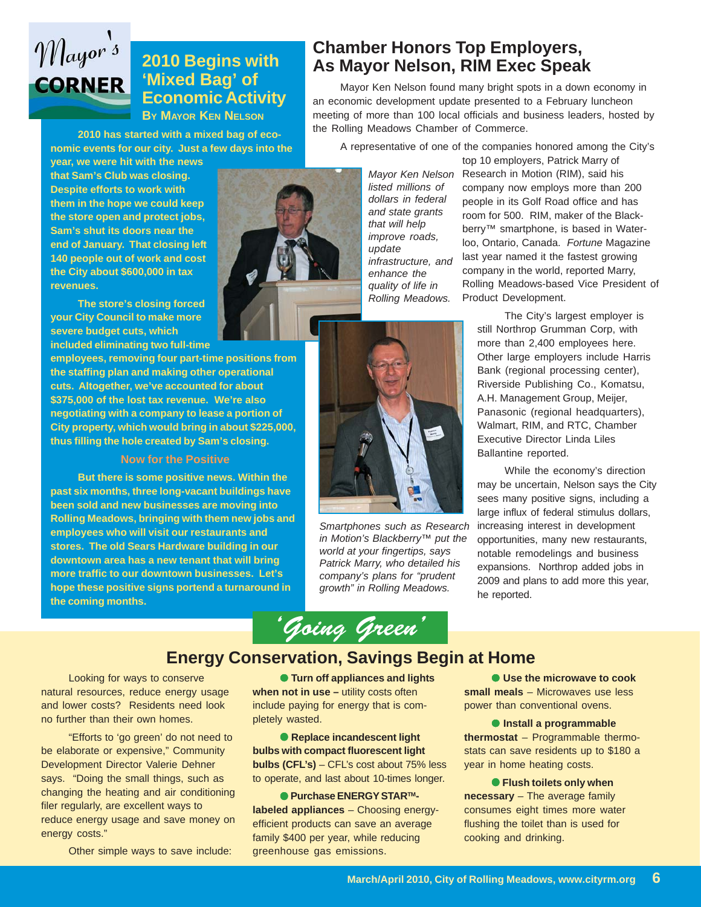Mayor's CORNER

## 2010 Begins with 'Mixed Bag' of Economic Activity

**By Mayor Ken Nelson**

**2010 has started with a mixed bag of economic events for our city. Just a few days into the year, we were hit with the news that Sam's Club was closing. Despite efforts to work with them in the hope we could keep the store open and protect jobs, Sam's shut its doors near the end of January. That closing left 140 people out of work and cost the City about $600,000 in tax revenues.**

**The store's closing forced your City Council to make more severe budget cuts, which included eliminating two full-time employees, removing four part-time positions from the staffing plan and making other operational cuts. Altogether, we've accounted for about $375,000 of the lost tax revenue. We're also negotiating with a company to lease a portion of City property, which would bring in about $225,000, thus filling the hole created by Sam's closing.**

### Now for the Positive

**But there is some positive news. Within the past six months, three long-vacant buildings have been sold and new businesses are moving into Rolling Meadows, bringing with them new jobs and employees who will visit our restaurants and stores. The old Sears Hardware building in our downtown area has a new tenant that will bring more traffic to our downtown businesses. Let's hope these positive signs portend a turnaround in the coming months.**

## Chamber Honors Top Employers, As Mayor Nelson, RIM Exec Speak

Mayor Ken Nelson found many bright spots in a down economy in an economic development update presented to a February luncheon meeting of more than 100 local officials and business leaders, hosted by the Rolling Meadows Chamber of Commerce.

A representative of one of the companies honored among the City's top 10 employers, Patrick Marry of Research in Motion (RIM), said his company now employs more than 200 people in its Golf Road office and has room for 500. RIM, maker of the Blackberry™ smartphone, is based in Waterloo, Ontario, Canada. *Fortune* Magazine last year named it the fastest growing company in the world, reported Marry, Rolling Meadows-based Vice President of Product Development.

*Mayor Ken Nelson listed millions of dollars in federal and state grants that will help improve roads, update infrastructure, and enhance the quality of life in Rolling Meadows.*

The City's largest employer is still Northrop Grumman Corp, with more than 2,400 employees here. Other large employers include Harris Bank (regional processing center), Riverside Publishing Co., Komatsu, A.H. Management Group, Meijer, Panasonic (regional headquarters), Walmart, RIM, and RTC, Chamber Executive Director Linda Liles Ballantine reported.

While the economy's direction may be uncertain, Nelson says the City sees many positive signs, including a large influx of federal stimulus dollars, increasing interest in development opportunities, many new restaurants, notable remodelings and business expansions. Northrop added jobs in 2009 and plans to add more this year, he reported.

*Smartphones such as Research in Motion's Blackberry™ put the world at your fingertips, says Patrick Marry, who detailed his company's plans for "prudent growth" in Rolling Meadows.*

'Going Green'

## Energy Conservation, Savings Begin at Home

Looking for ways to conserve natural resources, reduce energy usage and lower costs? Residents need look no further than their own homes.

"Efforts to 'go green' do not need to be elaborate or expensive," Community Development Director Valerie Dehner says. "Doing the small things, such as changing the heating and air conditioning filer regularly, are excellent ways to reduce energy usage and save money on energy costs."

Other simple ways to save include:

- **Turn off appliances and lights when not in use** – utility costs often include paying for energy that is completely wasted.
- **Replace incandescent light bulbs with compact fluorescent light bulbs (CFL's)** – CFL's cost about 75% less to operate, and last about 10-times longer.
- **Purchase ENERGY STAR™-labeled appliances** – Choosing energy-efficient products can save an average family $400 per year, while reducing greenhouse gas emissions.
- **Use the microwave to cook small meals** – Microwaves use less power than conventional ovens.
- **Install a programmable thermostat** – Programmable thermostats can save residents up to $180 a year in home heating costs.
- **Flush toilets only when necessary** – The average family consumes eight times more water flushing the toilet than is used for cooking and drinking.